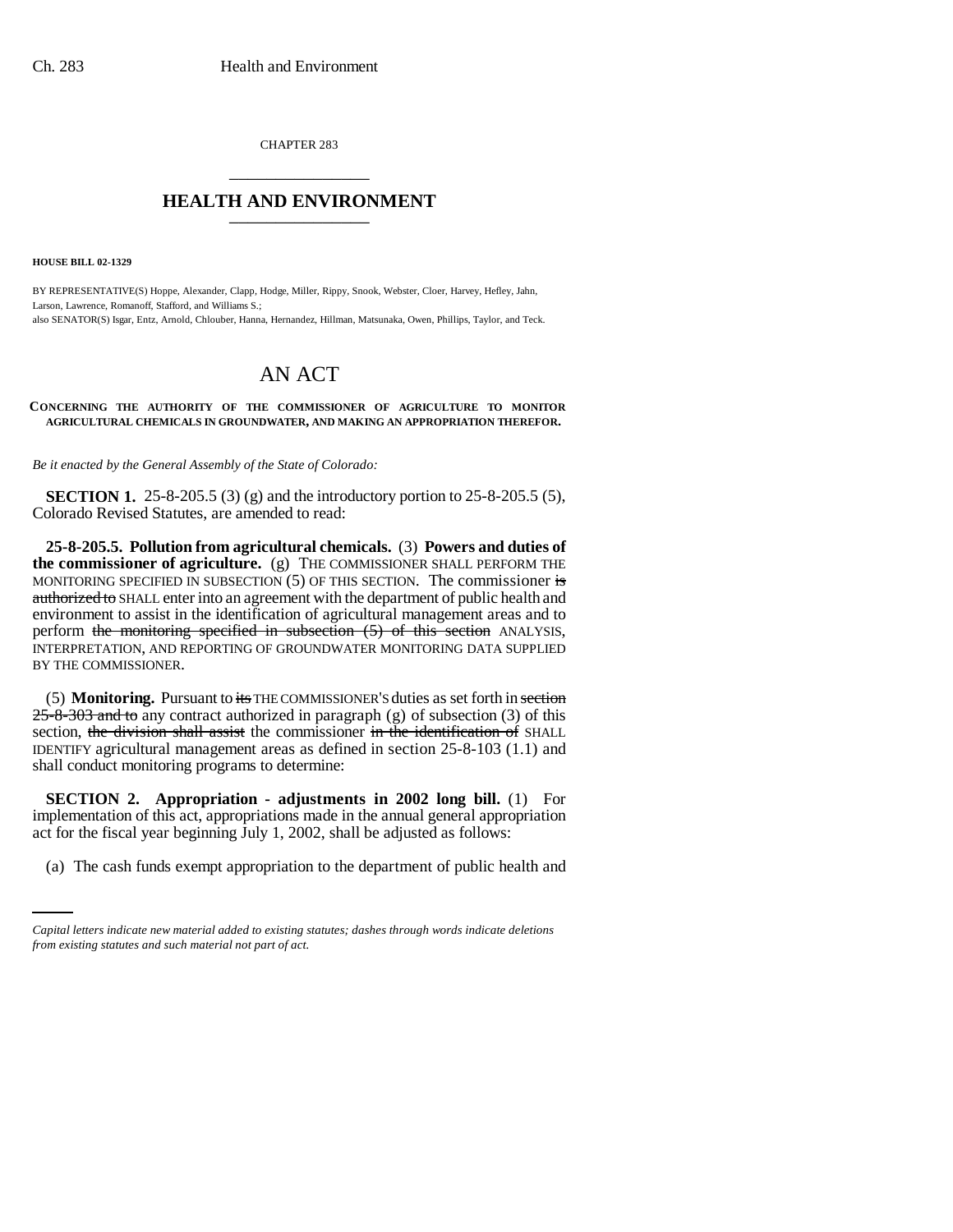CHAPTER 283

## HEALTH AND ENVIRONMENT

**HOUSE BILL 02-1329**

BY REPRESENTATIVE(S) Hoppe, Alexander, Clapp, Hodge, Miller, Rippy, Snook, Webster, Cloer, Harvey, Hefley, Jahn, Larson, Lawrence, Romanoff, Stafford, and Williams S.;
also SENATOR(S) Isgar, Entz, Arnold, Chlouber, Hanna, Hernandez, Hillman, Matsunaka, Owen, Phillips, Taylor, and Teck.

# AN ACT

**CONCERNING THE AUTHORITY OF THE COMMISSIONER OF AGRICULTURE TO MONITOR AGRICULTURAL CHEMICALS IN GROUNDWATER, AND MAKING AN APPROPRIATION THEREFOR.**

*Be it enacted by the General Assembly of the State of Colorado:*

**SECTION 1.** 25-8-205.5 (3) (g) and the introductory portion to 25-8-205.5 (5), Colorado Revised Statutes, are amended to read:

**25-8-205.5. Pollution from agricultural chemicals.** (3) **Powers and duties of the commissioner of agriculture.** (g) THE COMMISSIONER SHALL PERFORM THE MONITORING SPECIFIED IN SUBSECTION (5) OF THIS SECTION. The commissioner ~~is authorized to~~ SHALL enter into an agreement with the department of public health and environment to assist in the identification of agricultural management areas and to perform ~~the monitoring specified in subsection (5) of this section~~ ANALYSIS, INTERPRETATION, AND REPORTING OF GROUNDWATER MONITORING DATA SUPPLIED BY THE COMMISSIONER.

(5) **Monitoring.** Pursuant to ~~its~~ THE COMMISSIONER'S duties as set forth in ~~section 25-8-303 and to~~ any contract authorized in paragraph (g) of subsection (3) of this section, ~~the division shall assist~~ the commissioner ~~in the identification of~~ SHALL IDENTIFY agricultural management areas as defined in section 25-8-103 (1.1) and shall conduct monitoring programs to determine:

**SECTION 2. Appropriation - adjustments in 2002 long bill.** (1) For implementation of this act, appropriations made in the annual general appropriation act for the fiscal year beginning July 1, 2002, shall be adjusted as follows:

(a) The cash funds exempt appropriation to the department of public health and

*Capital letters indicate new material added to existing statutes; dashes through words indicate deletions from existing statutes and such material not part of act.*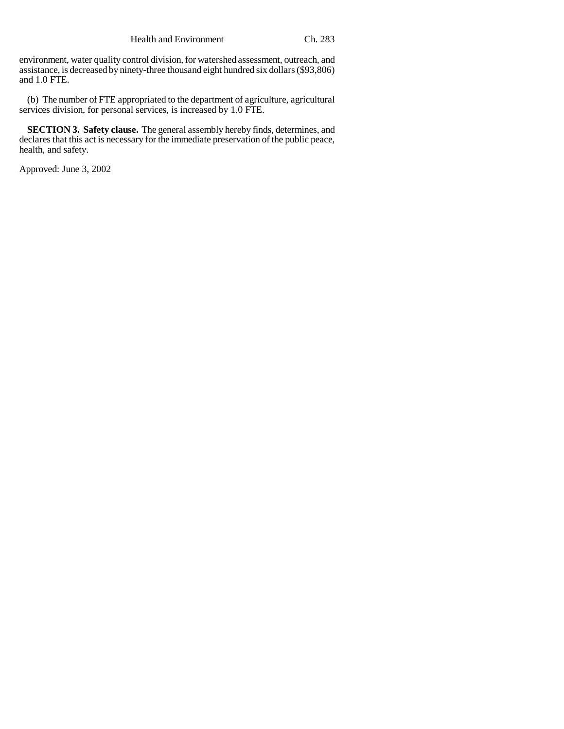environment, water quality control division, for watershed assessment, outreach, and assistance, is decreased by ninety-three thousand eight hundred six dollars ($93,806) and 1.0 FTE.

(b) The number of FTE appropriated to the department of agriculture, agricultural services division, for personal services, is increased by 1.0 FTE.

**SECTION 3. Safety clause.** The general assembly hereby finds, determines, and declares that this act is necessary for the immediate preservation of the public peace, health, and safety.

Approved: June 3, 2002